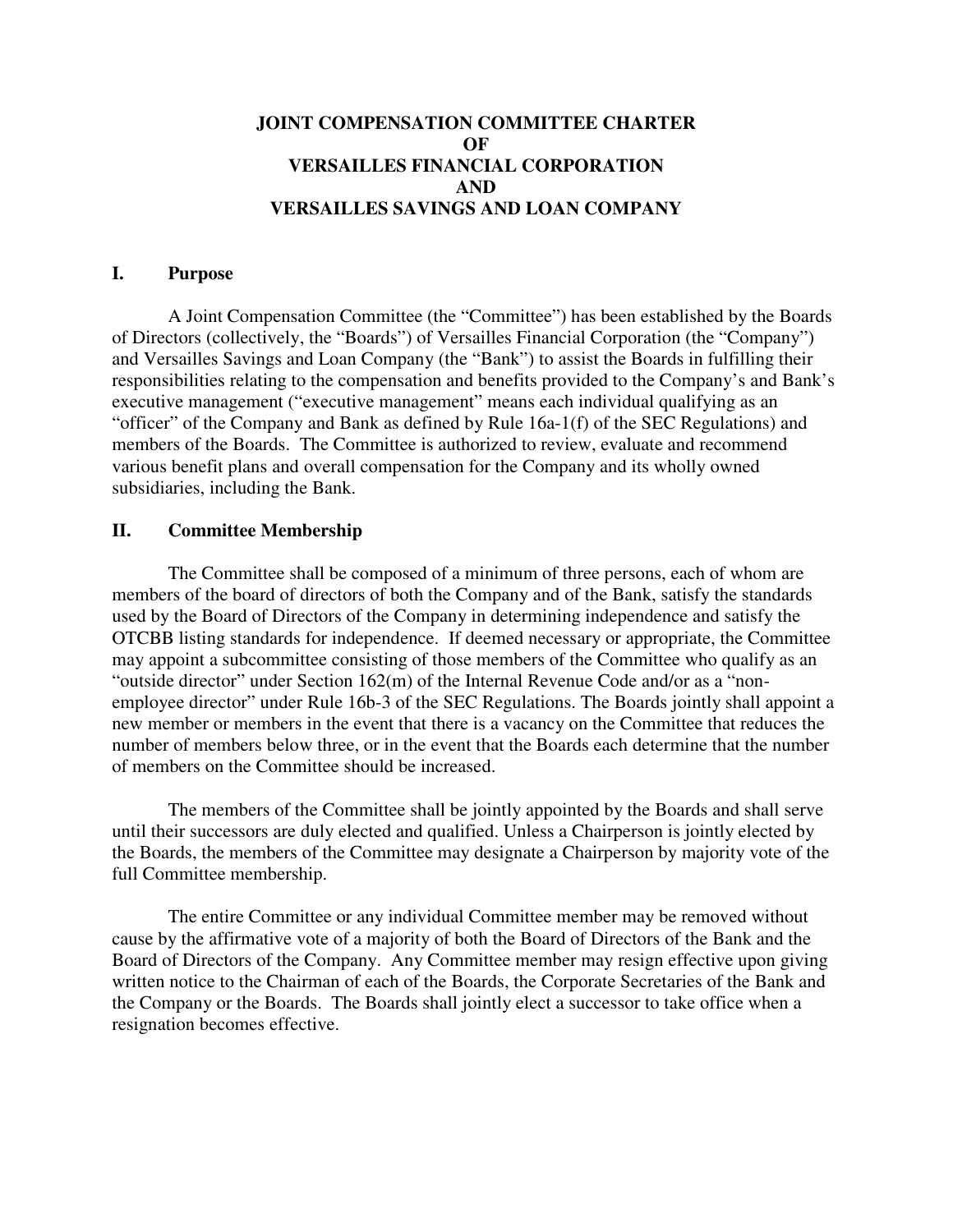# JOINT COMPENSATION COMMITTEE CHARTER OF VERSAILLES FINANCIAL CORPORATION AND VERSAILLES SAVINGS AND LOAN COMPANY

## I. Purpose

A Joint Compensation Committee (the "Committee") has been established by the Boards of Directors (collectively, the "Boards") of Versailles Financial Corporation (the "Company") and Versailles Savings and Loan Company (the "Bank") to assist the Boards in fulfilling their responsibilities relating to the compensation and benefits provided to the Company's and Bank's executive management ("executive management" means each individual qualifying as an "officer" of the Company and Bank as defined by Rule 16a-1(f) of the SEC Regulations) and members of the Boards. The Committee is authorized to review, evaluate and recommend various benefit plans and overall compensation for the Company and its wholly owned subsidiaries, including the Bank.

## II. Committee Membership

The Committee shall be composed of a minimum of three persons, each of whom are members of the board of directors of both the Company and of the Bank, satisfy the standards used by the Board of Directors of the Company in determining independence and satisfy the OTCBB listing standards for independence. If deemed necessary or appropriate, the Committee may appoint a subcommittee consisting of those members of the Committee who qualify as an "outside director" under Section 162(m) of the Internal Revenue Code and/or as a "non-employee director" under Rule 16b-3 of the SEC Regulations. The Boards jointly shall appoint a new member or members in the event that there is a vacancy on the Committee that reduces the number of members below three, or in the event that the Boards each determine that the number of members on the Committee should be increased.

The members of the Committee shall be jointly appointed by the Boards and shall serve until their successors are duly elected and qualified. Unless a Chairperson is jointly elected by the Boards, the members of the Committee may designate a Chairperson by majority vote of the full Committee membership.

The entire Committee or any individual Committee member may be removed without cause by the affirmative vote of a majority of both the Board of Directors of the Bank and the Board of Directors of the Company. Any Committee member may resign effective upon giving written notice to the Chairman of each of the Boards, the Corporate Secretaries of the Bank and the Company or the Boards. The Boards shall jointly elect a successor to take office when a resignation becomes effective.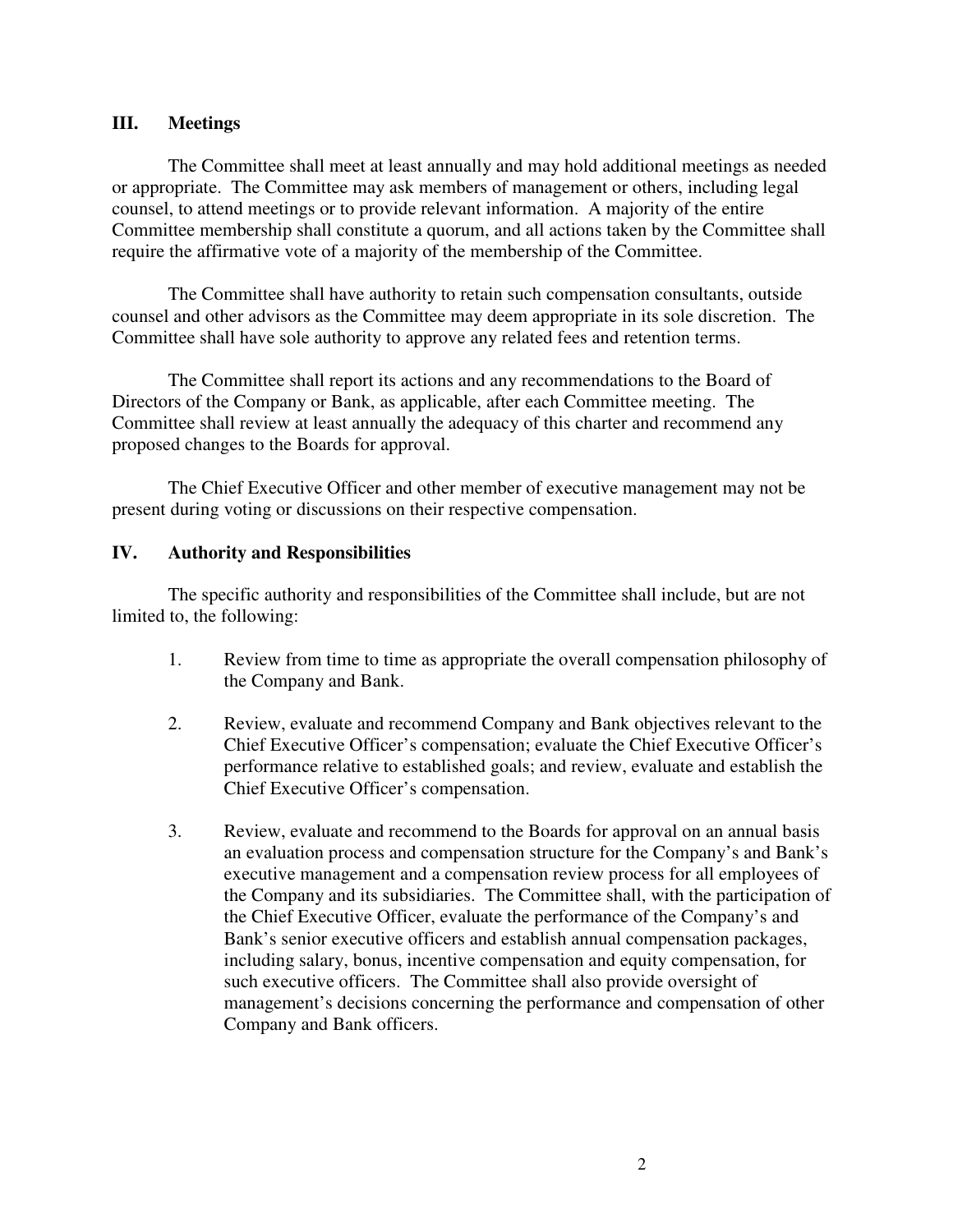## III. Meetings

The Committee shall meet at least annually and may hold additional meetings as needed or appropriate. The Committee may ask members of management or others, including legal counsel, to attend meetings or to provide relevant information. A majority of the entire Committee membership shall constitute a quorum, and all actions taken by the Committee shall require the affirmative vote of a majority of the membership of the Committee.

The Committee shall have authority to retain such compensation consultants, outside counsel and other advisors as the Committee may deem appropriate in its sole discretion. The Committee shall have sole authority to approve any related fees and retention terms.

The Committee shall report its actions and any recommendations to the Board of Directors of the Company or Bank, as applicable, after each Committee meeting. The Committee shall review at least annually the adequacy of this charter and recommend any proposed changes to the Boards for approval.

The Chief Executive Officer and other member of executive management may not be present during voting or discussions on their respective compensation.

## IV. Authority and Responsibilities

The specific authority and responsibilities of the Committee shall include, but are not limited to, the following:

1. Review from time to time as appropriate the overall compensation philosophy of the Company and Bank.

2. Review, evaluate and recommend Company and Bank objectives relevant to the Chief Executive Officer's compensation; evaluate the Chief Executive Officer's performance relative to established goals; and review, evaluate and establish the Chief Executive Officer's compensation.

3. Review, evaluate and recommend to the Boards for approval on an annual basis an evaluation process and compensation structure for the Company's and Bank's executive management and a compensation review process for all employees of the Company and its subsidiaries. The Committee shall, with the participation of the Chief Executive Officer, evaluate the performance of the Company's and Bank's senior executive officers and establish annual compensation packages, including salary, bonus, incentive compensation and equity compensation, for such executive officers. The Committee shall also provide oversight of management's decisions concerning the performance and compensation of other Company and Bank officers.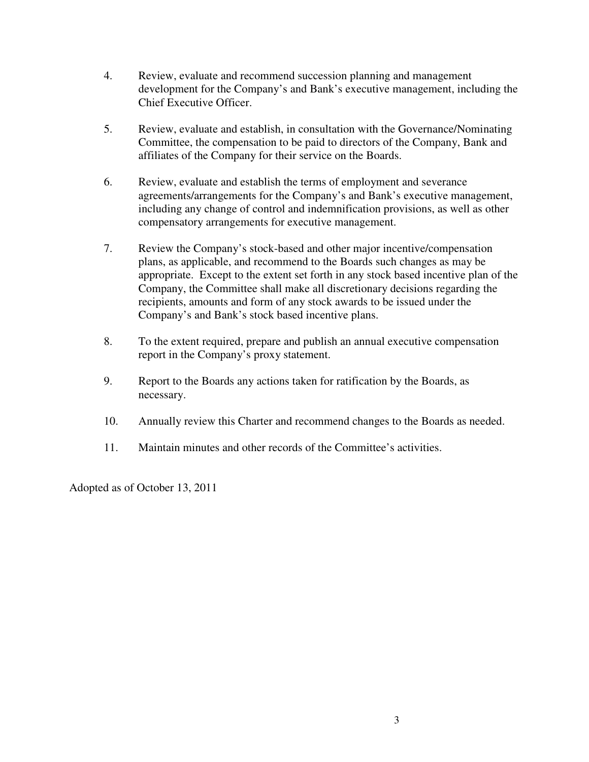4. Review, evaluate and recommend succession planning and management development for the Company's and Bank's executive management, including the Chief Executive Officer.

5. Review, evaluate and establish, in consultation with the Governance/Nominating Committee, the compensation to be paid to directors of the Company, Bank and affiliates of the Company for their service on the Boards.

6. Review, evaluate and establish the terms of employment and severance agreements/arrangements for the Company's and Bank's executive management, including any change of control and indemnification provisions, as well as other compensatory arrangements for executive management.

7. Review the Company's stock-based and other major incentive/compensation plans, as applicable, and recommend to the Boards such changes as may be appropriate. Except to the extent set forth in any stock based incentive plan of the Company, the Committee shall make all discretionary decisions regarding the recipients, amounts and form of any stock awards to be issued under the Company's and Bank's stock based incentive plans.

8. To the extent required, prepare and publish an annual executive compensation report in the Company's proxy statement.

9. Report to the Boards any actions taken for ratification by the Boards, as necessary.

10. Annually review this Charter and recommend changes to the Boards as needed.

11. Maintain minutes and other records of the Committee's activities.

Adopted as of October 13, 2011